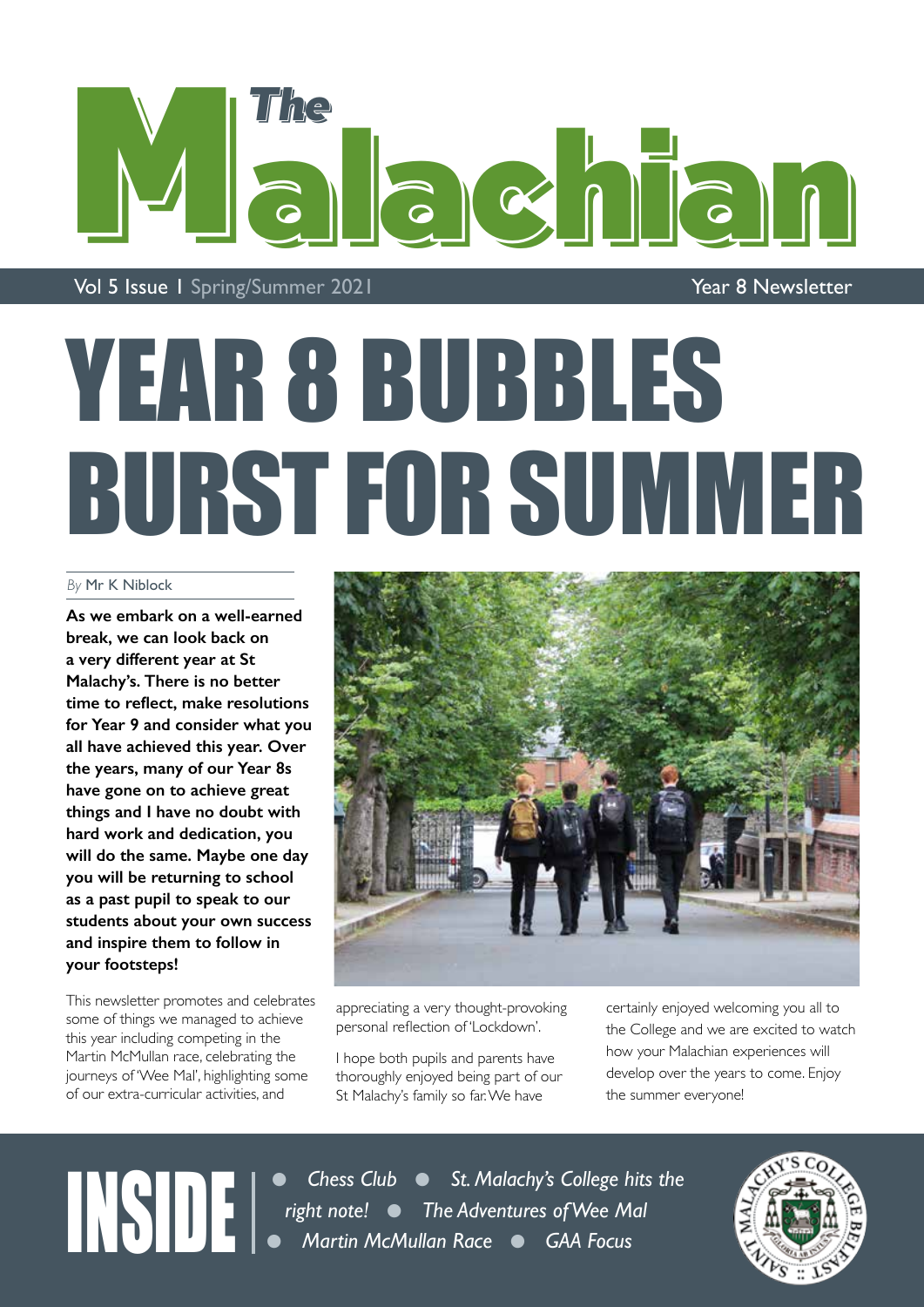# The Malachian

Vol 5 Issue 1 | Spring/Summer 2021 Year 8 Newsletter

# YEAR 8 BUBBLES BURST FOR SUMMER

*By* Mr K Niblock

**As we embark on a well-earned break, we can look back on a very different year at St Malachy's. There is no better time to reflect, make resolutions for Year 9 and consider what you all have achieved this year. Over the years, many of our Year 8s have gone on to achieve great things and I have no doubt with hard work and dedication, you will do the same. Maybe one day you will be returning to school as a past pupil to speak to our students about your own success and inspire them to follow in your footsteps!**

This newsletter promotes and celebrates some of things we managed to achieve this year including competing in the Martin McMullan race, celebrating the journeys of 'Wee Mal', highlighting some of our extra-curricular activities, and appreciating a very thought-provoking personal reflection of 'Lockdown'.

I hope both pupils and parents have thoroughly enjoyed being part of our St Malachy's family so far. We have certainly enjoyed welcoming you all to the College and we are excited to watch how your Malachian experiences will develop over the years to come. Enjoy the summer everyone!

## INSIDE

- *Chess Club*
- *St. Malachy's College hits the right note!*
- *The Adventures of Wee Mal*
- *Martin McMullan Race*
- *GAA Focus*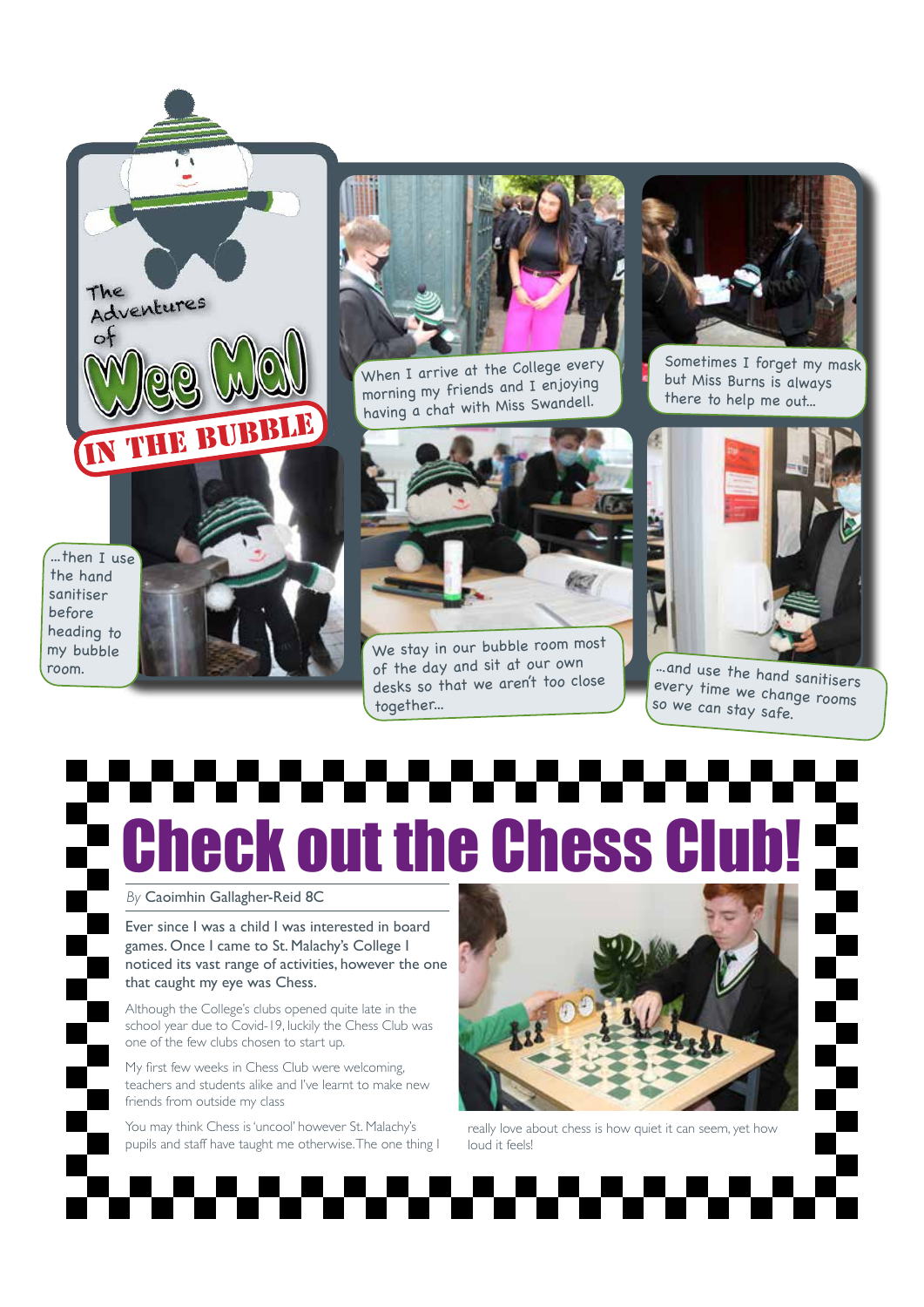# The Adventures of Wee Mal

## IN THE BUBBLE

When I arrive at the College every morning my friends and I enjoying having a chat with Miss Swandell.

Sometimes I forget my mask but Miss Burns is always there to help me out...

...then I use the hand sanitiser before heading to my bubble room.

We stay in our bubble room most of the day and sit at our own desks so that we aren't too close together...

...and use the hand sanitisers every time we change rooms so we can stay safe.

# Check out the Chess Club!

*By* Caoimhin Gallagher-Reid 8C

Ever since I was a child I was interested in board games. Once I came to St. Malachy's College I noticed its vast range of activities, however the one that caught my eye was Chess.

Although the College's clubs opened quite late in the school year due to Covid-19, luckily the Chess Club was one of the few clubs chosen to start up.

My first few weeks in Chess Club were welcoming, teachers and students alike and I've learnt to make new friends from outside my class

You may think Chess is 'uncool' however St. Malachy's pupils and staff have taught me otherwise. The one thing I really love about chess is how quiet it can seem, yet how loud it feels!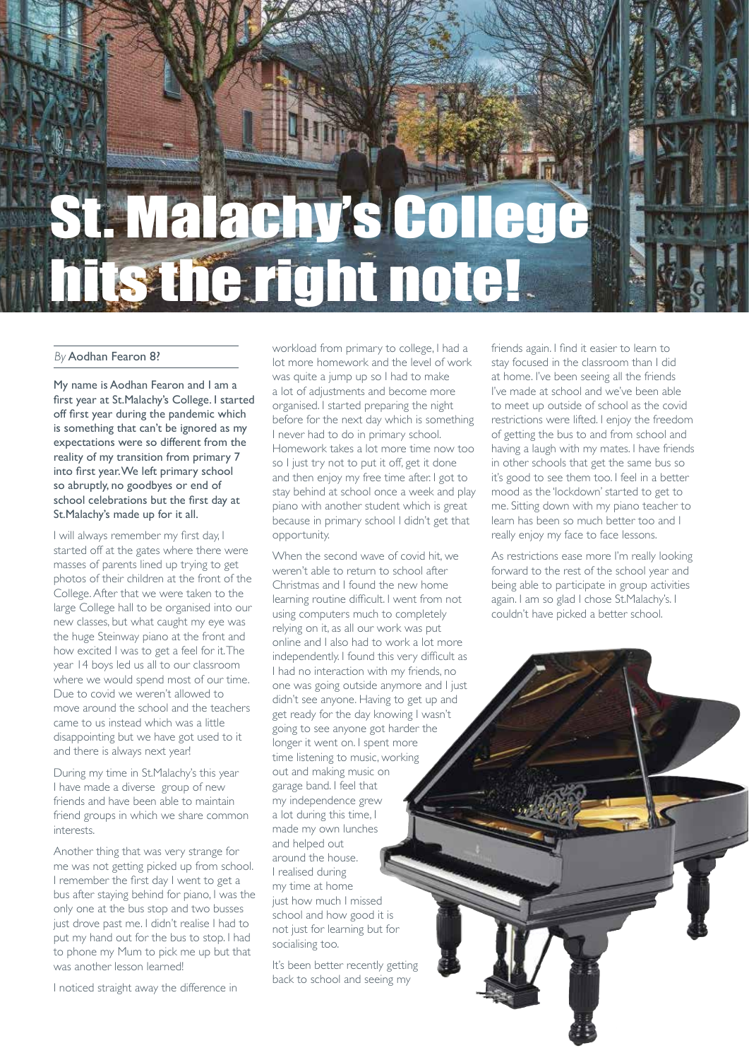# St. Malachy's College hits the right note!

*By* Aodhan Fearon 8?

My name is Aodhan Fearon and I am a first year at St.Malachy's College. I started off first year during the pandemic which is something that can't be ignored as my expectations were so different from the reality of my transition from primary 7 into first year. We left primary school so abruptly, no goodbyes or end of school celebrations but the first day at St.Malachy's made up for it all.

I will always remember my first day, I started off at the gates where there were masses of parents lined up trying to get photos of their children at the front of the College. After that we were taken to the large College hall to be organised into our new classes, but what caught my eye was the huge Steinway piano at the front and how excited I was to get a feel for it. The year 14 boys led us all to our classroom where we would spend most of our time. Due to covid we weren't allowed to move around the school and the teachers came to us instead which was a little disappointing but we have got used to it and there is always next year!

During my time in St.Malachy's this year I have made a diverse group of new friends and have been able to maintain friend groups in which we share common interests.

Another thing that was very strange for me was not getting picked up from school. I remember the first day I went to get a bus after staying behind for piano, I was the only one at the bus stop and two busses just drove past me. I didn't realise I had to put my hand out for the bus to stop. I had to phone my Mum to pick me up but that was another lesson learned!

I noticed straight away the difference in workload from primary to college, I had a lot more homework and the level of work was quite a jump up so I had to make a lot of adjustments and become more organised. I started preparing the night before for the next day which is something I never had to do in primary school. Homework takes a lot more time now too so I just try not to put it off, get it done and then enjoy my free time after. I got to stay behind at school once a week and play piano with another student which is great because in primary school I didn't get that opportunity.

When the second wave of covid hit, we weren't able to return to school after Christmas and I found the new home learning routine difficult. I went from not using computers much to completely relying on it, as all our work was put online and I also had to work a lot more independently. I found this very difficult as I had no interaction with my friends, no one was going outside anymore and I just didn't see anyone. Having to get up and get ready for the day knowing I wasn't going to see anyone got harder the longer it went on. I spent more time listening to music, working out and making music on garage band. I feel that my independence grew a lot during this time, I made my own lunches and helped out around the house. I realised during my time at home just how much I missed school and how good it is not just for learning but for socialising too.

It's been better recently getting back to school and seeing my friends again. I find it easier to learn to stay focused in the classroom than I did at home. I've been seeing all the friends I've made at school and we've been able to meet up outside of school as the covid restrictions were lifted. I enjoy the freedom of getting the bus to and from school and having a laugh with my mates. I have friends in other schools that get the same bus so it's good to see them too. I feel in a better mood as the 'lockdown' started to get to me. Sitting down with my piano teacher to learn has been so much better too and I really enjoy my face to face lessons.

As restrictions ease more I'm really looking forward to the rest of the school year and being able to participate in group activities again. I am so glad I chose St.Malachy's. I couldn't have picked a better school.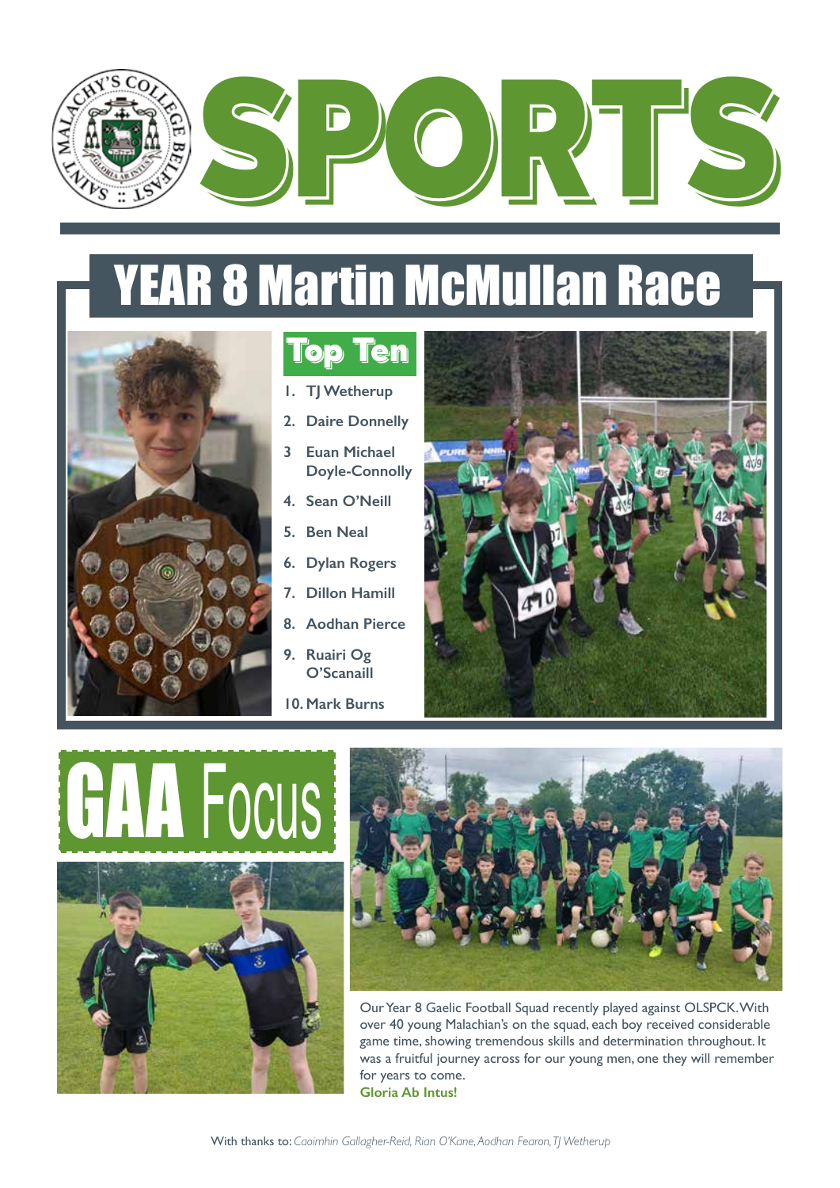# SPORTS

## YEAR 8 Martin McMullan Race

### Top Ten

1. TJ Wetherup
2. Daire Donnelly
3. Euan Michael Doyle-Connolly
4. Sean O'Neill
5. Ben Neal
6. Dylan Rogers
7. Dillon Hamill
8. Aodhan Pierce
9. Ruairi Og O'Scanaill
10. Mark Burns

## GAA Focus

Our Year 8 Gaelic Football Squad recently played against OLSPCK. With over 40 young Malachian's on the squad, each boy received considerable game time, showing tremendous skills and determination throughout. It was a fruitful journey across for our young men, one they will remember for years to come.

**Gloria Ab Intus!**

With thanks to: *Caoimhin Gallagher-Reid, Rian O'Kane, Aodhan Fearon, TJ Wetherup*